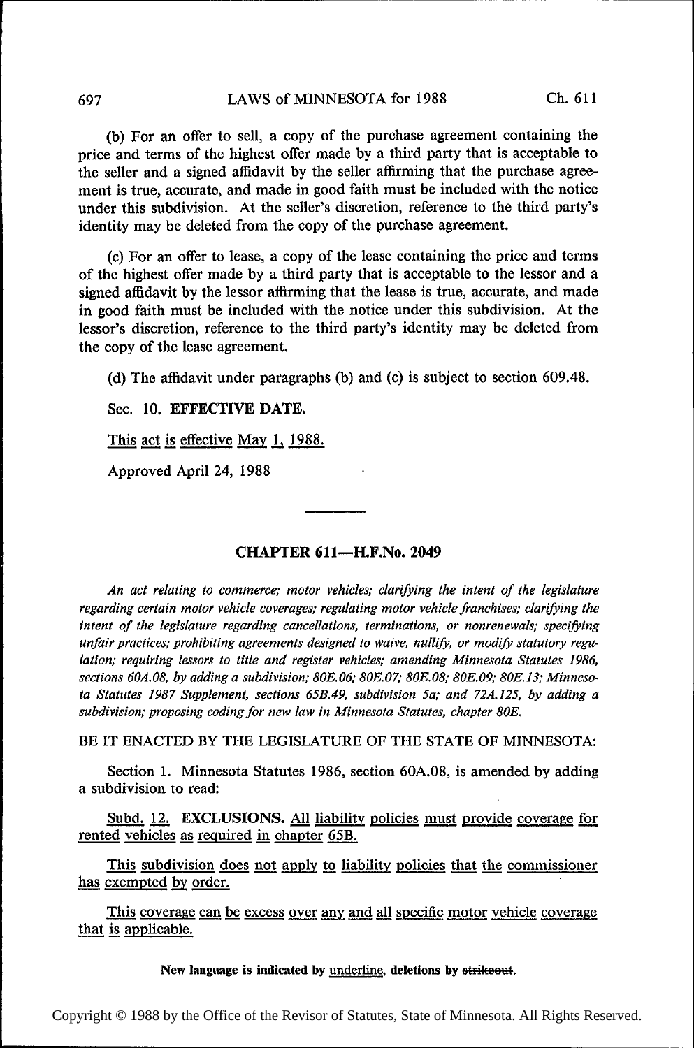(b) For an offer to sell, a copy of the purchase agreement containing the price and terms of the highest offer made by a third party that is acceptable to the seller and a signed affidavit by the seller affirming that the purchase agreement is true, accurate, and made in good faith must be included with the notice under this subdivision. At the seller's discretion, reference to the third party's identity may be deleted from the copy of the purchase agreement.

(c) For an offer to lease, a copy of the lease containing the price and terms of the highest offer made by a third party that is acceptable to the lessor and a signed affidavit by the lessor affirming that the lease is true, accurate, and made in good faith must be included with the notice under this subdivision. At the lessor's discretion, reference to the third party's identity may be deleted from the copy of the lease agreement.

(d) The affidavit under paragraphs (b) and (c) is subject to section 609.48.

Sec. 10. **EFFECTIVE DATE.**

This act is effective May 1, 1988.

Approved April 24, 1988

---

## CHAPTER 611—H.F.No. 2049

*An act relating to commerce; motor vehicles; clarifying the intent of the legislature regarding certain motor vehicle coverages; regulating motor vehicle franchises; clarifying the intent of the legislature regarding cancellations, terminations, or nonrenewals; specifying unfair practices; prohibiting agreements designed to waive, nullify, or modify statutory regulation; requiring lessors to title and register vehicles; amending Minnesota Statutes 1986, sections 60A.08, by adding a subdivision; 80E.06; 80E.07; 80E.08; 80E.09; 80E.13; Minnesota Statutes 1987 Supplement, sections 65B.49, subdivision 5a; and 72A.125, by adding a subdivision; proposing coding for new law in Minnesota Statutes, chapter 80E.*

BE IT ENACTED BY THE LEGISLATURE OF THE STATE OF MINNESOTA:

Section 1. Minnesota Statutes 1986, section 60A.08, is amended by adding a subdivision to read:

Subd. 12. **EXCLUSIONS.** All liability policies must provide coverage for rented vehicles as required in chapter 65B.

This subdivision does not apply to liability policies that the commissioner has exempted by order.

This coverage can be excess over any and all specific motor vehicle coverage that is applicable.

**New language is indicated by underline, deletions by ~~strikeout~~.**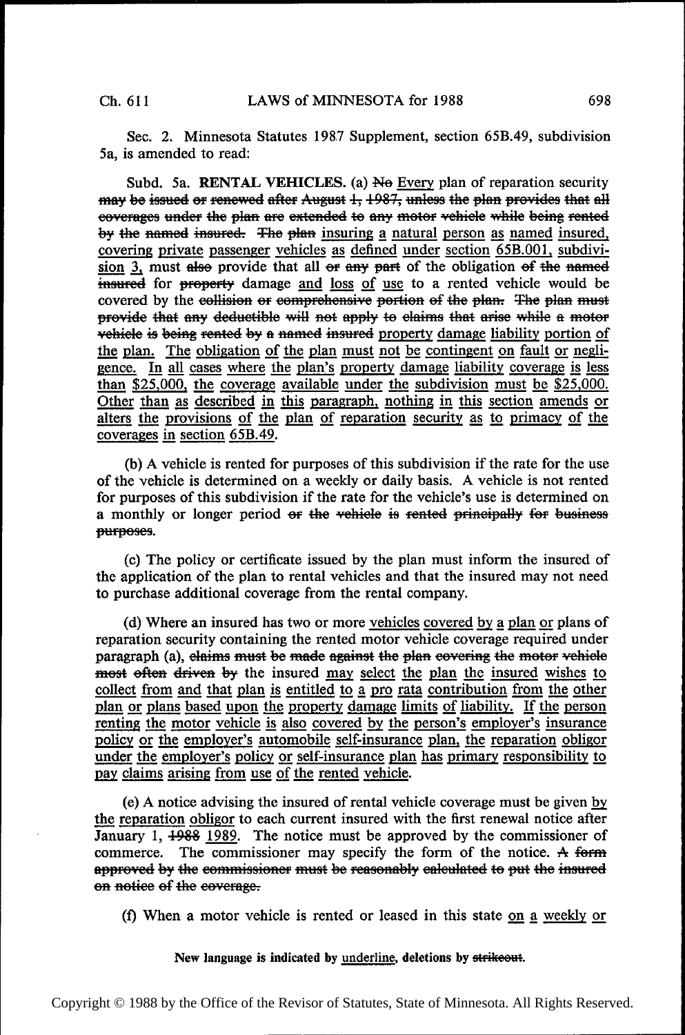Sec. 2. Minnesota Statutes 1987 Supplement, section 65B.49, subdivision 5a, is amended to read:

Subd. 5a. **RENTAL VEHICLES.** (a) ~~No~~ <u>Every</u> plan of reparation security ~~may be issued or renewed after August 1, 1987, unless the plan provides that all coverages under the plan are extended to any motor vehicle while being rented by the named insured. The plan~~ <u>insuring a natural person as named insured, covering private passenger vehicles as defined under section 65B.001, subdivision 3,</u> must ~~also~~ provide that all ~~or any part~~ of the obligation ~~of the named insured~~ for ~~property~~ damage <u>and loss of use</u> to a rented vehicle would be covered by the ~~collision or comprehensive portion of the plan. The plan must provide that any deductible will not apply to claims that arise while a motor vehicle is being rented by a named insured~~ <u>property damage liability portion of the plan. The obligation of the plan must not be contingent on fault or negligence. In all cases where the plan's property damage liability coverage is less than $25,000, the coverage available under the subdivision must be $25,000. Other than as described in this paragraph, nothing in this section amends or alters the provisions of the plan of reparation security as to primacy of the coverages in section 65B.49.</u>

(b) A vehicle is rented for purposes of this subdivision if the rate for the use of the vehicle is determined on a weekly or daily basis. A vehicle is not rented for purposes of this subdivision if the rate for the vehicle's use is determined on a monthly or longer period ~~or the vehicle is rented principally for business purposes~~.

(c) The policy or certificate issued by the plan must inform the insured of the application of the plan to rental vehicles and that the insured may not need to purchase additional coverage from the rental company.

(d) Where an insured has two or more <u>vehicles covered by a plan or</u> plans of reparation security containing the rented motor vehicle coverage required under paragraph (a), ~~claims must be made against the plan covering the motor vehicle most often driven by~~ the insured <u>may select the plan the insured wishes to collect from and that plan is entitled to a pro rata contribution from the other plan or plans based upon the property damage limits of liability. If the person renting the motor vehicle is also covered by the person's employer's insurance policy or the employer's automobile self-insurance plan, the reparation obligor under the employer's policy or self-insurance plan has primary responsibility to pay claims arising from use of the rented vehicle.</u>

(e) A notice advising the insured of rental vehicle coverage must be given <u>by the reparation obligor</u> to each current insured with the first renewal notice after January 1, ~~1988~~ <u>1989</u>. The notice must be approved by the commissioner of commerce. The commissioner may specify the form of the notice. ~~A form approved by the commissioner must be reasonably calculated to put the insured on notice of the coverage.~~

(f) When a motor vehicle is rented or leased in this state <u>on a weekly or</u>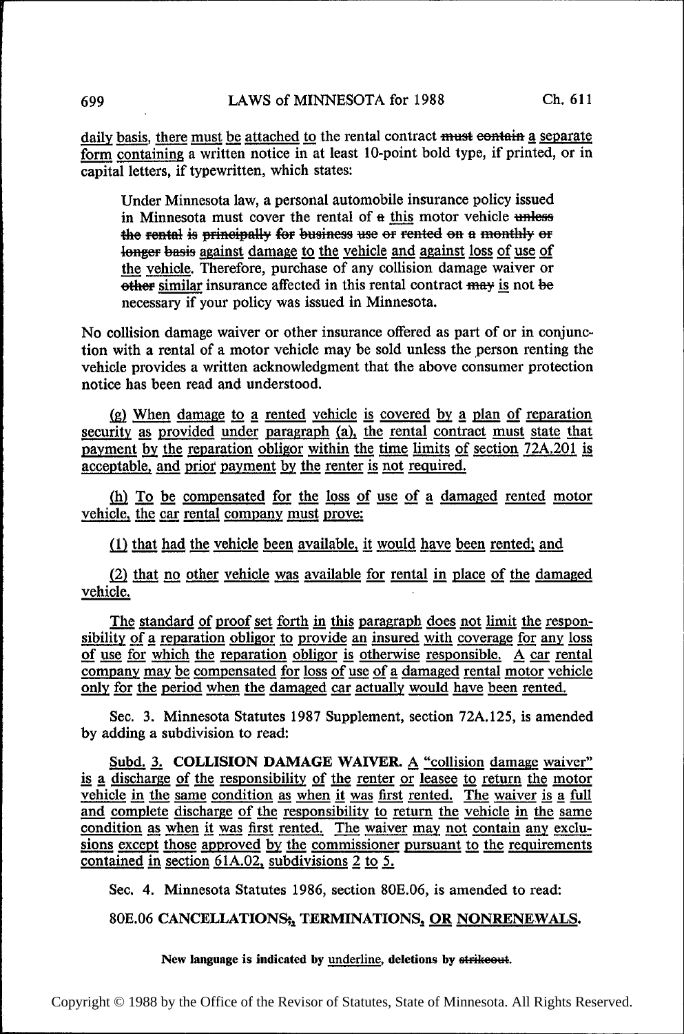<u>daily basis, there must be attached to</u> the rental contract ~~must contain~~ <u>a separate form containing</u> a written notice in at least 10-point bold type, if printed, or in capital letters, if typewritten, which states:

> Under Minnesota law, a personal automobile insurance policy issued in Minnesota must cover the rental of ~~a~~ <u>this</u> motor vehicle ~~unless the rental is principally for business use or rented on a monthly or longer basis~~ <u>against damage to the vehicle and against loss of use of the vehicle</u>. Therefore, purchase of any collision damage waiver or ~~other~~ <u>similar</u> insurance affected in this rental contract ~~may~~ <u>is</u> not ~~be~~ necessary if your policy was issued in Minnesota.

No collision damage waiver or other insurance offered as part of or in conjunction with a rental of a motor vehicle may be sold unless the person renting the vehicle provides a written acknowledgment that the above consumer protection notice has been read and understood.

<u>(g) When damage to a rented vehicle is covered by a plan of reparation security as provided under paragraph (a), the rental contract must state that payment by the reparation obligor within the time limits of section 72A.201 is acceptable, and prior payment by the renter is not required.</u>

<u>(h) To be compensated for the loss of use of a damaged rented motor vehicle, the car rental company must prove:</u>

<u>(1) that had the vehicle been available, it would have been rented; and</u>

<u>(2) that no other vehicle was available for rental in place of the damaged vehicle.</u>

<u>The standard of proof set forth in this paragraph does not limit the responsibility of a reparation obligor to provide an insured with coverage for any loss of use for which the reparation obligor is otherwise responsible. A car rental company may be compensated for loss of use of a damaged rental motor vehicle only for the period when the damaged car actually would have been rented.</u>

Sec. 3. Minnesota Statutes 1987 Supplement, section 72A.125, is amended by adding a subdivision to read:

<u>Subd. 3.</u> **<u>COLLISION DAMAGE WAIVER.</u>** <u>A "collision damage waiver" is a discharge of the responsibility of the renter or leasee to return the motor vehicle in the same condition as when it was first rented. The waiver is a full and complete discharge of the responsibility to return the vehicle in the same condition as when it was first rented. The waiver may not contain any exclusions except those approved by the commissioner pursuant to the requirements contained in section 61A.02, subdivisions 2 to 5.</u>

Sec. 4. Minnesota Statutes 1986, section 80E.06, is amended to read:

**80E.06 CANCELLATIONS~~;~~<u>,</u> TERMINATIONS<u>, OR NONRENEWALS</u>.**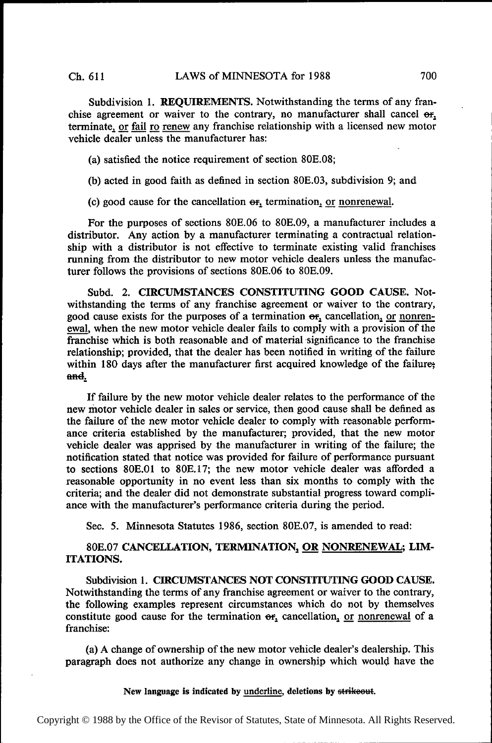Subdivision 1. **REQUIREMENTS.** Notwithstanding the terms of any franchise agreement or waiver to the contrary, no manufacturer shall cancel ~~or~~, terminate, or fail ro renew any franchise relationship with a licensed new motor vehicle dealer unless the manufacturer has:

(a) satisfied the notice requirement of section 80E.08;

(b) acted in good faith as defined in section 80E.03, subdivision 9; and

(c) good cause for the cancellation ~~or~~, termination, or nonrenewal.

For the purposes of sections 80E.06 to 80E.09, a manufacturer includes a distributor. Any action by a manufacturer terminating a contractual relationship with a distributor is not effective to terminate existing valid franchises running from the distributor to new motor vehicle dealers unless the manufacturer follows the provisions of sections 80E.06 to 80E.09.

Subd. 2. **CIRCUMSTANCES CONSTITUTING GOOD CAUSE.** Notwithstanding the terms of any franchise agreement or waiver to the contrary, good cause exists for the purposes of a termination ~~or~~, cancellation, or nonrenewal, when the new motor vehicle dealer fails to comply with a provision of the franchise which is both reasonable and of material significance to the franchise relationship; provided, that the dealer has been notified in writing of the failure within 180 days after the manufacturer first acquired knowledge of the failure~~; and~~.

If failure by the new motor vehicle dealer relates to the performance of the new motor vehicle dealer in sales or service, then good cause shall be defined as the failure of the new motor vehicle dealer to comply with reasonable performance criteria established by the manufacturer; provided, that the new motor vehicle dealer was apprised by the manufacturer in writing of the failure; the notification stated that notice was provided for failure of performance pursuant to sections 80E.01 to 80E.17; the new motor vehicle dealer was afforded a reasonable opportunity in no event less than six months to comply with the criteria; and the dealer did not demonstrate substantial progress toward compliance with the manufacturer's performance criteria during the period.

Sec. 5. Minnesota Statutes 1986, section 80E.07, is amended to read:

80E.07 **CANCELLATION, TERMINATION, OR NONRENEWAL; LIMITATIONS.**

Subdivision 1. **CIRCUMSTANCES NOT CONSTITUTING GOOD CAUSE.** Notwithstanding the terms of any franchise agreement or waiver to the contrary, the following examples represent circumstances which do not by themselves constitute good cause for the termination ~~or~~, cancellation, or nonrenewal of a franchise:

(a) A change of ownership of the new motor vehicle dealer's dealership. This paragraph does not authorize any change in ownership which would have the

**New language is indicated by underline, deletions by ~~strikeout~~.**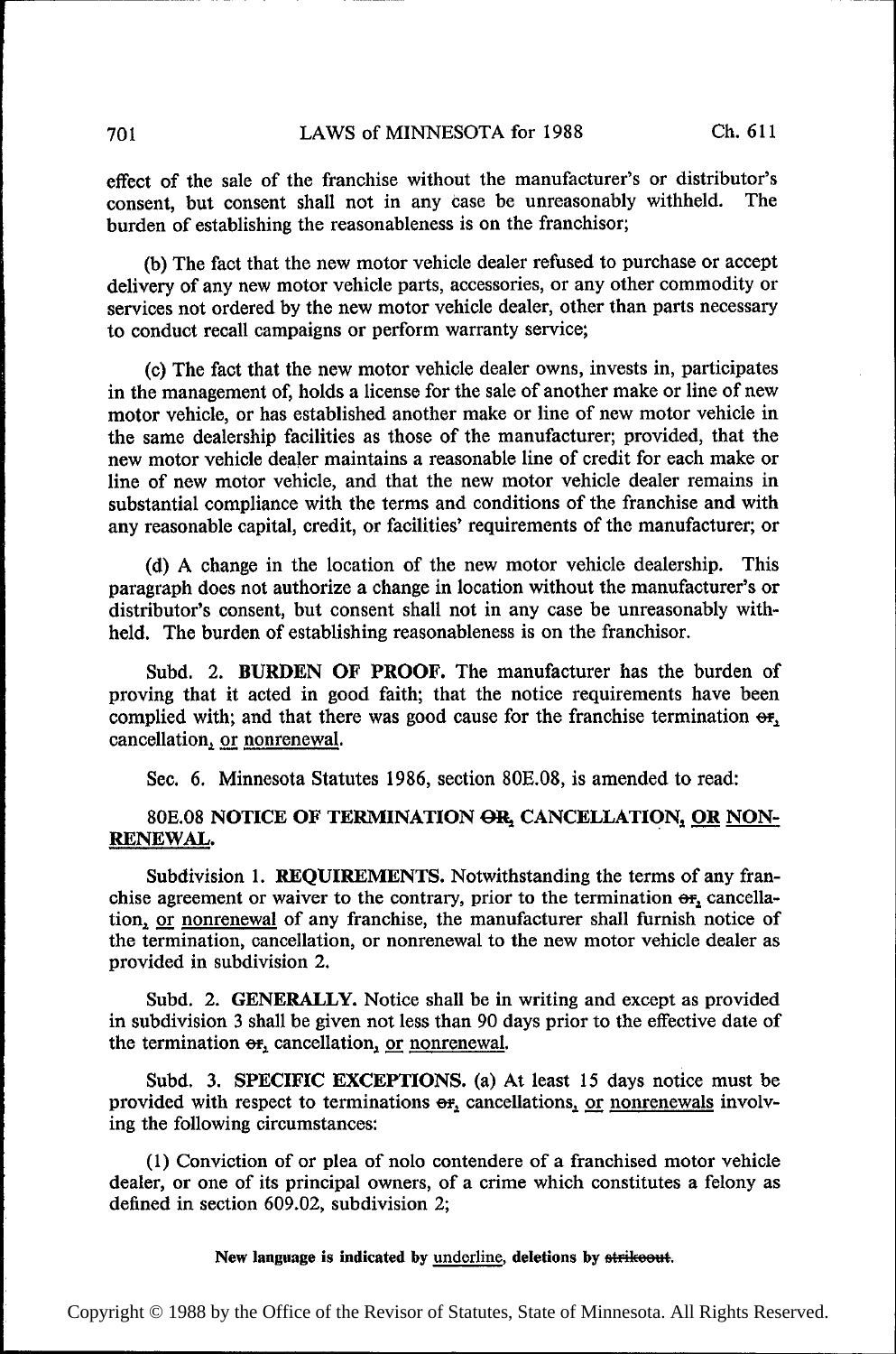effect of the sale of the franchise without the manufacturer's or distributor's consent, but consent shall not in any case be unreasonably withheld. The burden of establishing the reasonableness is on the franchisor;

(b) The fact that the new motor vehicle dealer refused to purchase or accept delivery of any new motor vehicle parts, accessories, or any other commodity or services not ordered by the new motor vehicle dealer, other than parts necessary to conduct recall campaigns or perform warranty service;

(c) The fact that the new motor vehicle dealer owns, invests in, participates in the management of, holds a license for the sale of another make or line of new motor vehicle, or has established another make or line of new motor vehicle in the same dealership facilities as those of the manufacturer; provided, that the new motor vehicle dealer maintains a reasonable line of credit for each make or line of new motor vehicle, and that the new motor vehicle dealer remains in substantial compliance with the terms and conditions of the franchise and with any reasonable capital, credit, or facilities' requirements of the manufacturer; or

(d) A change in the location of the new motor vehicle dealership. This paragraph does not authorize a change in location without the manufacturer's or distributor's consent, but consent shall not in any case be unreasonably withheld. The burden of establishing reasonableness is on the franchisor.

Subd. 2. **BURDEN OF PROOF.** The manufacturer has the burden of proving that it acted in good faith; that the notice requirements have been complied with; and that there was good cause for the franchise termination ~~or~~, cancellation, or nonrenewal.

Sec. 6. Minnesota Statutes 1986, section 80E.08, is amended to read:

**80E.08 NOTICE OF TERMINATION ~~OR~~, CANCELLATION, OR NONRENEWAL.**

Subdivision 1. **REQUIREMENTS.** Notwithstanding the terms of any franchise agreement or waiver to the contrary, prior to the termination ~~or~~, cancellation, or nonrenewal of any franchise, the manufacturer shall furnish notice of the termination, cancellation, or nonrenewal to the new motor vehicle dealer as provided in subdivision 2.

Subd. 2. **GENERALLY.** Notice shall be in writing and except as provided in subdivision 3 shall be given not less than 90 days prior to the effective date of the termination ~~or~~, cancellation, or nonrenewal.

Subd. 3. **SPECIFIC EXCEPTIONS.** (a) At least 15 days notice must be provided with respect to terminations ~~or~~, cancellations, or nonrenewals involving the following circumstances:

(1) Conviction of or plea of nolo contendere of a franchised motor vehicle dealer, or one of its principal owners, of a crime which constitutes a felony as defined in section 609.02, subdivision 2;

**New language is indicated by underline, deletions by ~~strikeout~~.**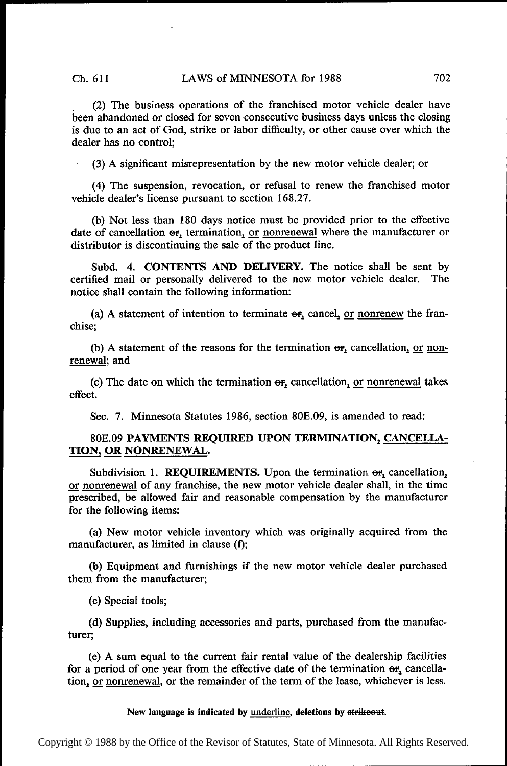(2) The business operations of the franchised motor vehicle dealer have been abandoned or closed for seven consecutive business days unless the closing is due to an act of God, strike or labor difficulty, or other cause over which the dealer has no control;

(3) A significant misrepresentation by the new motor vehicle dealer; or

(4) The suspension, revocation, or refusal to renew the franchised motor vehicle dealer's license pursuant to section 168.27.

(b) Not less than 180 days notice must be provided prior to the effective date of cancellation ~~or~~, termination, or nonrenewal where the manufacturer or distributor is discontinuing the sale of the product line.

Subd. 4. **CONTENTS AND DELIVERY.** The notice shall be sent by certified mail or personally delivered to the new motor vehicle dealer. The notice shall contain the following information:

(a) A statement of intention to terminate ~~or~~, cancel, or nonrenew the franchise;

(b) A statement of the reasons for the termination ~~or~~, cancellation, or nonrenewal; and

(c) The date on which the termination ~~or~~, cancellation, or nonrenewal takes effect.

Sec. 7. Minnesota Statutes 1986, section 80E.09, is amended to read:

80E.09 **PAYMENTS REQUIRED UPON TERMINATION, CANCELLATION, OR NONRENEWAL.**

Subdivision 1. **REQUIREMENTS.** Upon the termination ~~or~~, cancellation, or nonrenewal of any franchise, the new motor vehicle dealer shall, in the time prescribed, be allowed fair and reasonable compensation by the manufacturer for the following items:

(a) New motor vehicle inventory which was originally acquired from the manufacturer, as limited in clause (f);

(b) Equipment and furnishings if the new motor vehicle dealer purchased them from the manufacturer;

(c) Special tools;

(d) Supplies, including accessories and parts, purchased from the manufacturer;

(e) A sum equal to the current fair rental value of the dealership facilities for a period of one year from the effective date of the termination ~~or~~, cancellation, or nonrenewal, or the remainder of the term of the lease, whichever is less.

New language is indicated by underline, deletions by ~~strikeout~~.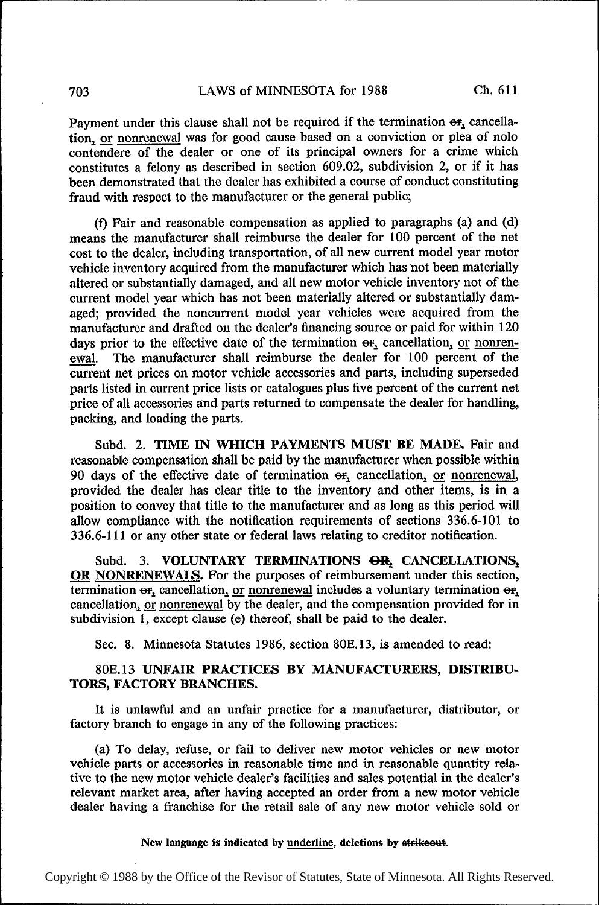Payment under this clause shall not be required if the termination ~~or~~, cancellation, <u>or nonrenewal</u> was for good cause based on a conviction or plea of nolo contendere of the dealer or one of its principal owners for a crime which constitutes a felony as described in section 609.02, subdivision 2, or if it has been demonstrated that the dealer has exhibited a course of conduct constituting fraud with respect to the manufacturer or the general public;

(f) Fair and reasonable compensation as applied to paragraphs (a) and (d) means the manufacturer shall reimburse the dealer for 100 percent of the net cost to the dealer, including transportation, of all new current model year motor vehicle inventory acquired from the manufacturer which has not been materially altered or substantially damaged, and all new motor vehicle inventory not of the current model year which has not been materially altered or substantially damaged; provided the noncurrent model year vehicles were acquired from the manufacturer and drafted on the dealer's financing source or paid for within 120 days prior to the effective date of the termination ~~or~~, cancellation, <u>or nonrenewal</u>. The manufacturer shall reimburse the dealer for 100 percent of the current net prices on motor vehicle accessories and parts, including superseded parts listed in current price lists or catalogues plus five percent of the current net price of all accessories and parts returned to compensate the dealer for handling, packing, and loading the parts.

Subd. 2. **TIME IN WHICH PAYMENTS MUST BE MADE.** Fair and reasonable compensation shall be paid by the manufacturer when possible within 90 days of the effective date of termination ~~or~~, cancellation, <u>or nonrenewal</u>, provided the dealer has clear title to the inventory and other items, is in a position to convey that title to the manufacturer and as long as this period will allow compliance with the notification requirements of sections 336.6-101 to 336.6-111 or any other state or federal laws relating to creditor notification.

Subd. 3. **VOLUNTARY TERMINATIONS ~~OR~~, CANCELLATIONS, <u>OR NONRENEWALS</u>.** For the purposes of reimbursement under this section, termination ~~or~~, cancellation, <u>or nonrenewal</u> includes a voluntary termination ~~or~~, cancellation, <u>or nonrenewal</u> by the dealer, and the compensation provided for in subdivision 1, except clause (e) thereof, shall be paid to the dealer.

Sec. 8. Minnesota Statutes 1986, section 80E.13, is amended to read:

80E.13 **UNFAIR PRACTICES BY MANUFACTURERS, DISTRIBUTORS, FACTORY BRANCHES.**

It is unlawful and an unfair practice for a manufacturer, distributor, or factory branch to engage in any of the following practices:

(a) To delay, refuse, or fail to deliver new motor vehicles or new motor vehicle parts or accessories in reasonable time and in reasonable quantity relative to the new motor vehicle dealer's facilities and sales potential in the dealer's relevant market area, after having accepted an order from a new motor vehicle dealer having a franchise for the retail sale of any new motor vehicle sold or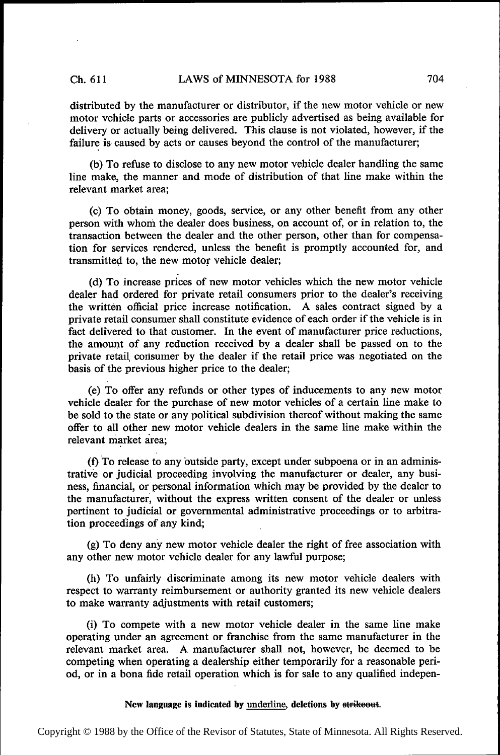distributed by the manufacturer or distributor, if the new motor vehicle or new motor vehicle parts or accessories are publicly advertised as being available for delivery or actually being delivered. This clause is not violated, however, if the failure is caused by acts or causes beyond the control of the manufacturer;

(b) To refuse to disclose to any new motor vehicle dealer handling the same line make, the manner and mode of distribution of that line make within the relevant market area;

(c) To obtain money, goods, service, or any other benefit from any other person with whom the dealer does business, on account of, or in relation to, the transaction between the dealer and the other person, other than for compensation for services rendered, unless the benefit is promptly accounted for, and transmitted to, the new motor vehicle dealer;

(d) To increase prices of new motor vehicles which the new motor vehicle dealer had ordered for private retail consumers prior to the dealer's receiving the written official price increase notification. A sales contract signed by a private retail consumer shall constitute evidence of each order if the vehicle is in fact delivered to that customer. In the event of manufacturer price reductions, the amount of any reduction received by a dealer shall be passed on to the private retail consumer by the dealer if the retail price was negotiated on the basis of the previous higher price to the dealer;

(e) To offer any refunds or other types of inducements to any new motor vehicle dealer for the purchase of new motor vehicles of a certain line make to be sold to the state or any political subdivision thereof without making the same offer to all other new motor vehicle dealers in the same line make within the relevant market area;

(f) To release to any outside party, except under subpoena or in an administrative or judicial proceeding involving the manufacturer or dealer, any business, financial, or personal information which may be provided by the dealer to the manufacturer, without the express written consent of the dealer or unless pertinent to judicial or governmental administrative proceedings or to arbitration proceedings of any kind;

(g) To deny any new motor vehicle dealer the right of free association with any other new motor vehicle dealer for any lawful purpose;

(h) To unfairly discriminate among its new motor vehicle dealers with respect to warranty reimbursement or authority granted its new vehicle dealers to make warranty adjustments with retail customers;

(i) To compete with a new motor vehicle dealer in the same line make operating under an agreement or franchise from the same manufacturer in the relevant market area. A manufacturer shall not, however, be deemed to be competing when operating a dealership either temporarily for a reasonable period, or in a bona fide retail operation which is for sale to any qualified indepen-

New language is indicated by underline, deletions by ~~strikeout~~.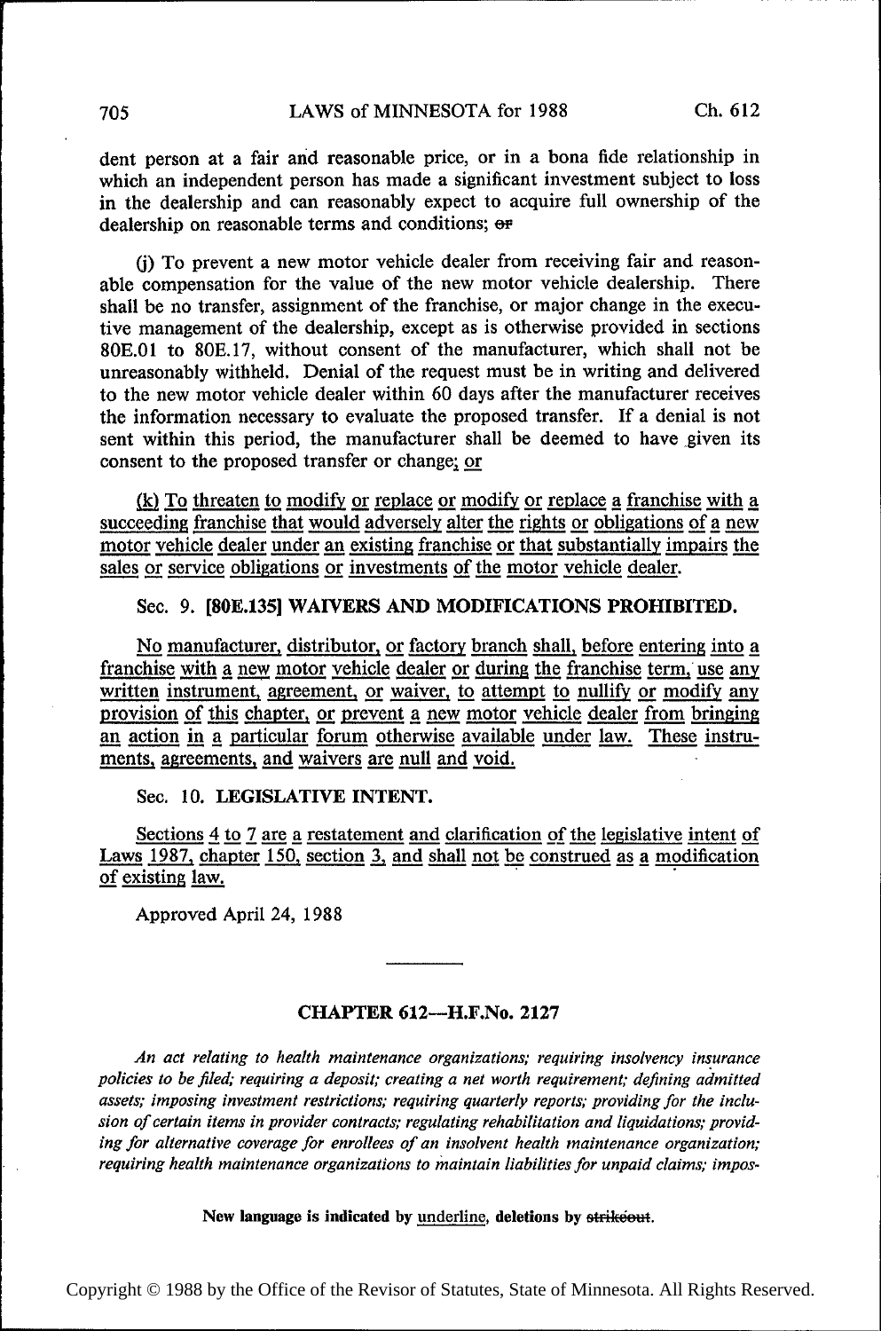dent person at a fair and reasonable price, or in a bona fide relationship in which an independent person has made a significant investment subject to loss in the dealership and can reasonably expect to acquire full ownership of the dealership on reasonable terms and conditions; ~~or~~

(j) To prevent a new motor vehicle dealer from receiving fair and reasonable compensation for the value of the new motor vehicle dealership. There shall be no transfer, assignment of the franchise, or major change in the executive management of the dealership, except as is otherwise provided in sections 80E.01 to 80E.17, without consent of the manufacturer, which shall not be unreasonably withheld. Denial of the request must be in writing and delivered to the new motor vehicle dealer within 60 days after the manufacturer receives the information necessary to evaluate the proposed transfer. If a denial is not sent within this period, the manufacturer shall be deemed to have given its consent to the proposed transfer or change<u>; or</u>

<u>(k) To threaten to modify or replace or modify or replace a franchise with a succeeding franchise that would adversely alter the rights or obligations of a new motor vehicle dealer under an existing franchise or that substantially impairs the sales or service obligations or investments of the motor vehicle dealer.</u>

Sec. 9. **[80E.135] WAIVERS AND MODIFICATIONS PROHIBITED.**

<u>No manufacturer, distributor, or factory branch shall, before entering into a franchise with a new motor vehicle dealer or during the franchise term, use any written instrument, agreement, or waiver, to attempt to nullify or modify any provision of this chapter, or prevent a new motor vehicle dealer from bringing an action in a particular forum otherwise available under law. These instruments, agreements, and waivers are null and void.</u>

Sec. 10. **LEGISLATIVE INTENT.**

<u>Sections 4 to 7 are a restatement and clarification of the legislative intent of Laws 1987, chapter 150, section 3, and shall not be construed as a modification of existing law.</u>

Approved April 24, 1988

---

## CHAPTER 612—H.F.No. 2127

*An act relating to health maintenance organizations; requiring insolvency insurance policies to be filed; requiring a deposit; creating a net worth requirement; defining admitted assets; imposing investment restrictions; requiring quarterly reports; providing for the inclusion of certain items in provider contracts; regulating rehabilitation and liquidations; providing for alternative coverage for enrollees of an insolvent health maintenance organization; requiring health maintenance organizations to maintain liabilities for unpaid claims; impos-*

**New language is indicated by <u>underline</u>, deletions by ~~strikeout~~.**